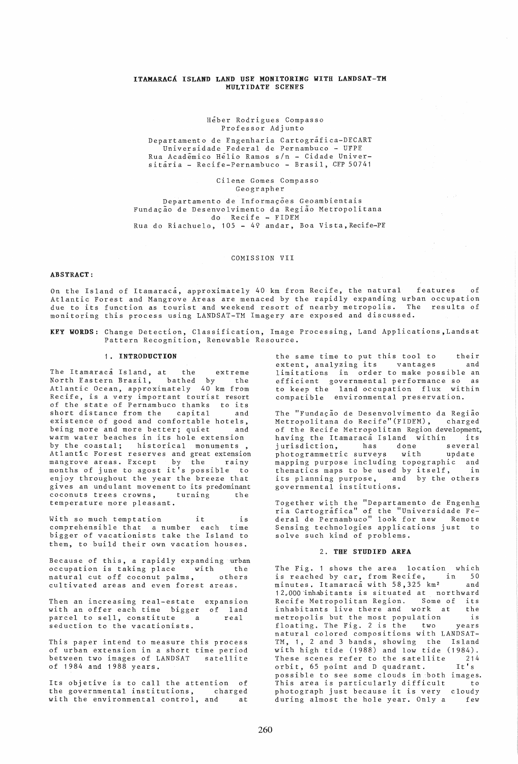# ITAMARACÁ ISLAND LAND USE MONITORING WITH LANDSAT-TM MULTIDATE SCENES

Héber Rodrigues Compasso
Professor Adjunto

Departamento de Engenharia Cartográfica-DECART
Universidade Federal de Pernambuco - UFPE
Rua Acadêmico Hélio Ramos s/n - Cidade Universitária - Recife-Pernambuco - Brasil, CEP 50741

Cilene Gomes Compasso
Geographer

Departamento de Informações Geoambientais
Fundação de Desenvolvimento da Região Metropolitana do Recife - FIDEM
Rua do Riachuelo, 105 - 4º andar, Boa Vista, Recife-PE

COMISSION VII

**ABSTRACT:**

On the Island of Itamaracá, approximately 40 km from Recife, the natural features of Atlantic Forest and Mangrove Areas are menaced by the rapidly expanding urban occupation due to its function as tourist and weekend resort of nearby metropolis. The results of monitoring this process using LANDSAT-TM Imagery are exposed and discussed.

**KEY WORDS:** Change Detection, Classification, Image Processing, Land Applications, Landsat Pattern Recognition, Renewable Resource.

## 1. INTRODUCTION

The Itamaracá Island, at the extreme North Eastern Brazil, bathed by the Atlantic Ocean, approximately 40 km from Recife, is a very important tourist resort of the state of Pernambuco thanks to its short distance from the capital and existence of good and confortable hotels, being more and more better; quiet and warm water beaches in its hole extension by the coastal; historical monuments, Atlantic Forest reserves and great extension mangrove areas. Except by the rainy months of june to agost it's possible to enjoy throughout the year the breeze that gives an undulant movement to its predominant coconuts trees crowns, turning the temperature more pleasant.

With so much temptation it is comprehensible that a number each time bigger of vacationists take the Island to them, to build their own vacation houses.

Because of this, a rapidly expanding urban occupation is taking place with the natural cut off coconut palms, others cultivated areas and even forest areas.

Then an increasing real-estate expansion with an offer each time bigger of land parcel to sell, constitute a real seduction to the vacationists.

This paper intend to measure this process of urban extension in a short time period between two images of LANDSAT satellite of 1984 and 1988 years.

Its objetive is to call the attention of the governmental institutions, charged with the environmental control, and at the same time to put this tool to their extent, analyzing its vantages and limitations in order to make possible an efficient governmental performance so as to keep the land occupation flux within compatible environmental preservation.

The "Fundação de Desenvolvimento da Região Metropolitana do Recife"(FIDEM), charged of the Recife Metropolitan Region development, having the Itamaracá Island within its jurisdiction, has done several photogrammetric surveys with update mapping purpose including topographic and thematics maps to be used by itself, in its planning purpose, and by the others governmental institutions.

Together with the "Departamento de Engenharia Cartográfica" of the "Universidade Federal de Pernambuco" look for new Remote Sensing technologies applications just to solve such kind of problems.

## 2. THE STUDIED AREA

The Fig. 1 shows the area location which is reached by car, from Recife, in 50 minutes. Itamaracá with 58,325 km² and 12.000 inhabitants is situated at northward Recife Metropolitan Region. Some of its inhabitants live there and work at the metropolis but the most population is floating. The Fig. 2 is the two years natural colored compositions with LANDSAT-TM, 1, 2 and 3 bands, showing the Island with high tide (1988) and low tide (1984). These scenes refer to the satellite 214 orbit, 65 point and D quadrant. It's possible to see some clouds in both images. This area is particularly difficult to photograph just because it is very cloudy during almost the hole year. Only a few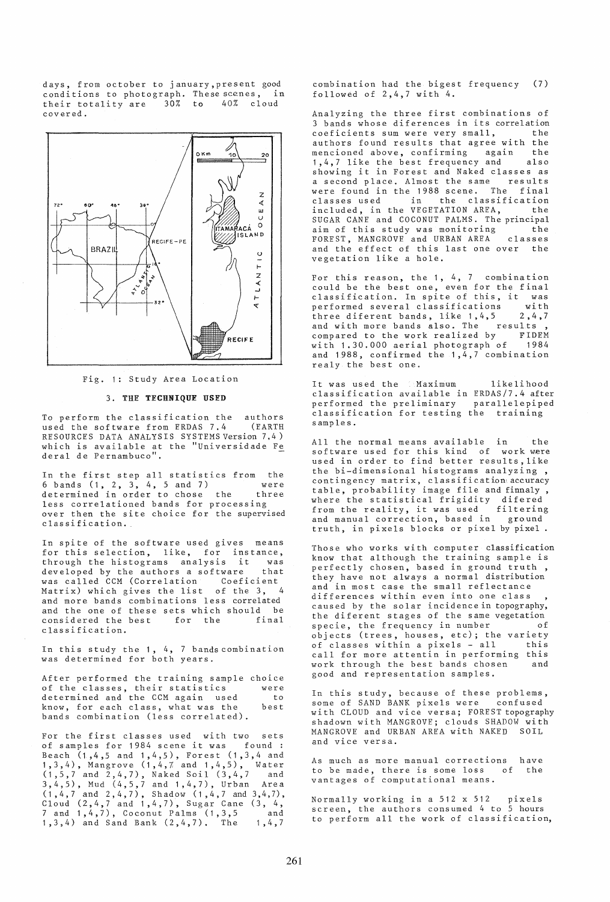days, from october to january, present good conditions to photograph. These scenes, in their totality are 30% to 40% cloud covered.

Fig. 1: Study Area Location

### 3. THE TECHNIQUE USED

To perform the classification the authors used the software from ERDAS 7.4 (EARTH RESOURCES DATA ANALYSIS SYSTEMS Version 7.4) which is available at the "Universidade Federal de Pernambuco".

In the first step all statistics from the 6 bands (1, 2, 3, 4, 5 and 7) were determined in order to chose the three less correlationed bands for processing over then the site choice for the supervised classification.

In spite of the software used gives means for this selection, like, for instance, through the histograms analysis it was developed by the authors a software that was called CCM (Correlation Coeficient Matrix) which gives the list of the 3, 4 and more bands combinations less correlated and the one of these sets which should be considered the best for the final classification.

In this study the 1, 4, 7 bands combination was determined for both years.

After performed the training sample choice of the classes, their statistics were determined and the CCM again used to know, for each class, what was the best bands combination (less correlated).

For the first classes used with two sets of samples for 1984 scene it was found : Beach (1,4,5 and 1,4,5), Forest (1,3,4 and 1,3,4), Mangrove (1,4,7 and 1,4,5), Water (1,5,7 and 2,4,7), Naked Soil (3,4,7 and 3,4,5), Mud (4,5,7 and 1,4,7), Urban Area (1,4,7 and 2,4,7), Shadow (1,4,7 and 3,4,7), Cloud (2,4,7 and 1,4,7), Sugar Cane (3, 4, 7 and 1,4,7), Coconut Palms (1,3,5 and 1,3,4) and Sand Bank (2,4,7). The 1,4,7 combination had the bigest frequency (7) followed of 2,4,7 with 4.

Analyzing the three first combinations of 3 bands whose diferences in its correlation coeficients sum were very small, the authors found results that agree with the mencioned above, confirming again the 1,4,7 like the best frequency and also showing it in Forest and Naked classes as a second place. Almost the same results were found in the 1988 scene. The final classes used in the classification included, in the VEGETATION AREA, the SUGAR CANE and COCONUT PALMS. The principal aim of this study was monitoring the FOREST, MANGROVE and URBAN AREA classes and the effect of this last one over the vegetation like a hole.

For this reason, the 1, 4, 7 combination could be the best one, even for the final classification. In spite of this, it was performed several classifications with three diferent bands, like 1,4,5 2,4,7 and with more bands also. The results , compared to the work realized by FIDEM with 1.30.000 aerial photograph of 1984 and 1988, confirmed the 1,4,7 combination realy the best one.

It was used the Maximum likelihood classification available in ERDAS/7.4 after performed the preliminary parallelepiped classification for testing the training samples.

All the normal means available in the software used for this kind of work were used in order to find better results, like the bi-dimensional histograms analyzing , contingency matrix, classification accuracy table, probability image file and finnaly , where the statistical frigidity difered from the reality, it was used filtering and manual correction, based in ground truth, in pixels blocks or pixel by pixel .

Those who works with computer classification know that although the training sample is perfectly chosen, based in ground truth , they have not always a normal distribution and in most case the small reflectance differences within even into one class , caused by the solar incidence in topography, the diferent stages of the same vegetation specie, the frequency in number of objects (trees, houses, etc); the variety of classes within a pixels - all this call for more attentin in performing this work through the best bands chosen and good and representation samples.

In this study, because of these problems, some of SAND BANK pixels were confused with CLOUD and vice versa; FOREST topography shadown with MANGROVE; clouds SHADOW with MANGROVE and URBAN AREA with NAKED SOIL and vice versa.

As much as more manual corrections have to be made, there is some loss of the vantages of computational means.

Normally working in a 512 x 512 pixels screen, the authors consumed 4 to 5 hours to perform all the work of classification,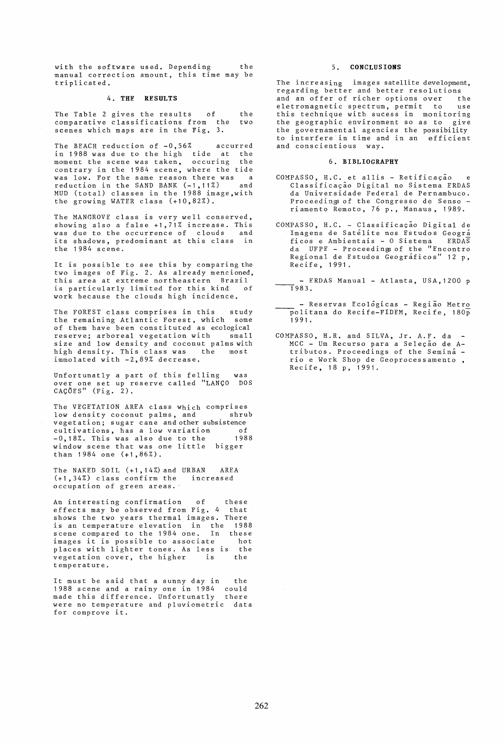with the software used. Depending the manual correction amount, this time may be triplicated.

## 4. THE RESULTS

The Table 2 gives the results of the comparative classifications from the two scenes which maps are in the Fig. 3.

The BEACH reduction of -0,56% accurred in 1988 was due to the high tide at the moment the scene was taken, occuring the contrary in the 1984 scene, where the tide was low. For the same reason there was a reduction in the SAND BANK (-1,11%) and MUD (total) classes in the 1988 image,with the growing WATER class (+10,82%).

The MANGROVE class is very well conserved, showing also a false +1,71% increase. This was due to the occurrence of clouds and its shadows, predominant at this class in the 1984 scene.

It is possible to see this by comparing the two images of Fig. 2. As already mencioned, this area at extreme northeastern Brazil is particularly limited for this kind of work because the clouds high incidence.

The FOREST class comprises in this study the remaining Atlantic Forest, which some of them have been constituted as ecological reserve; arboreal vegetation with small size and low density and coconut palms with high density. This class was the most immolated with -2,89% decrease.

Unfortunatly a part of this felling was over one set up reserve called "LANÇO DOS CAÇÕES" (Fig. 2).

The VEGETATION AREA class which comprises low density coconut palms, and shrub vegetation; sugar cane and other subsistence cultivations, has a low variation of -0,18%. This was also due to the 1988 window scene that was one little bigger than 1984 one (+1,86%).

The NAKED SOIL (+1,14%) and URBAN AREA (+1,34%) class confirm the increased occupation of green areas.

An interesting confirmation of these effects may be observed from Fig. 4 that shows the two years thermal images. There is an temperature elevation in the 1988 scene compared to the 1984 one. In these images it is possible to associate hot places with lighter tones. As less is the vegetation cover, the higher is the temperature.

It must be said that a sunny day in the 1988 scene and a rainy one in 1984 could made this difference. Unfortunatly there were no temperature and pluviometric data for comprove it.

## 5. CONCLUSIONS

The increasing images satellite development, regarding better and better resolutions and an offer of richer options over the eletromagnetic spectrum, permit to use this technique with sucess in monitoring the geographic environment so as to give the governamental agencies the possibility to interfere in time and in an efficient and conscientious way.

## 6. BIBLIOGRAPHY

COMPASSO, H.C. et allis - Retificação e Classificação Digital no Sistema ERDAS da Universidade Federal de Pernambuco. Proceedings of the Congresso de Senso - riamento Remoto, 76 p., Manaus, 1989.

COMPASSO, H.C. - Classificação Digital de Imagens de Satélite nos Estudos Geográficos e Ambientais - O Sistema ERDAS da UFPE - Proceedings of the "Encontro Regional de Estudos Geográficos" 12 p, Recife, 1991.

____ - ERDAS Manual - Atlanta, USA,1200 p 1983.

____ - Reservas Ecológicas - Região Metropolitana do Recife-FIDEM, Recife, 180p 1991.

COMPASSO, H.R. and SILVA, Jr. A.F. da - MCC - Um Recurso para a Seleção de Atributos. Proceedings of the Seminário e Work Shop de Geoprocessamento, Recife, 18 p, 1991.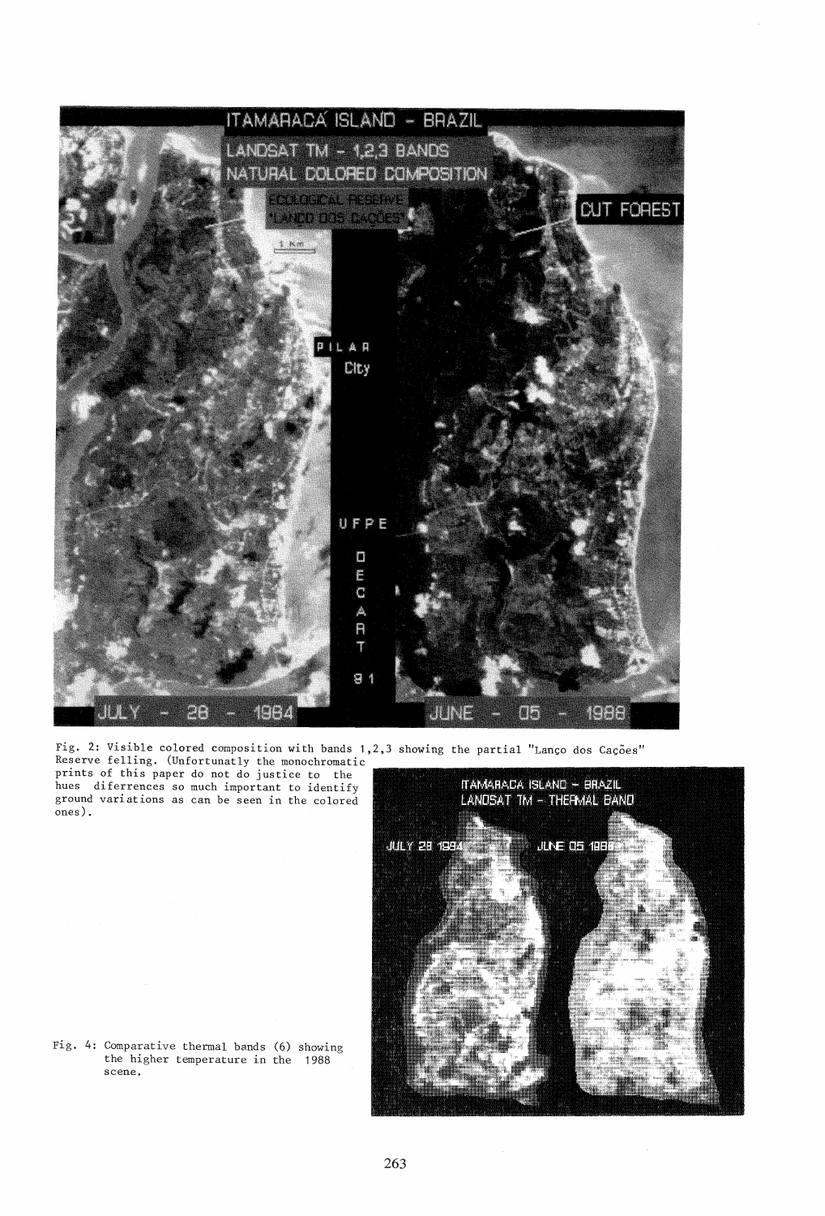Fig. 2: Visible colored composition with bands 1,2,3 showing the partial "Lanço dos Cações" Reserve felling. (Unfortunatly the monochromatic prints of this paper do not do justice to the hues diferrences so much important to identify ground variations as can be seen in the colored ones).

Fig. 4: Comparative thermal bands (6) showing the higher temperature in the 1988 scene.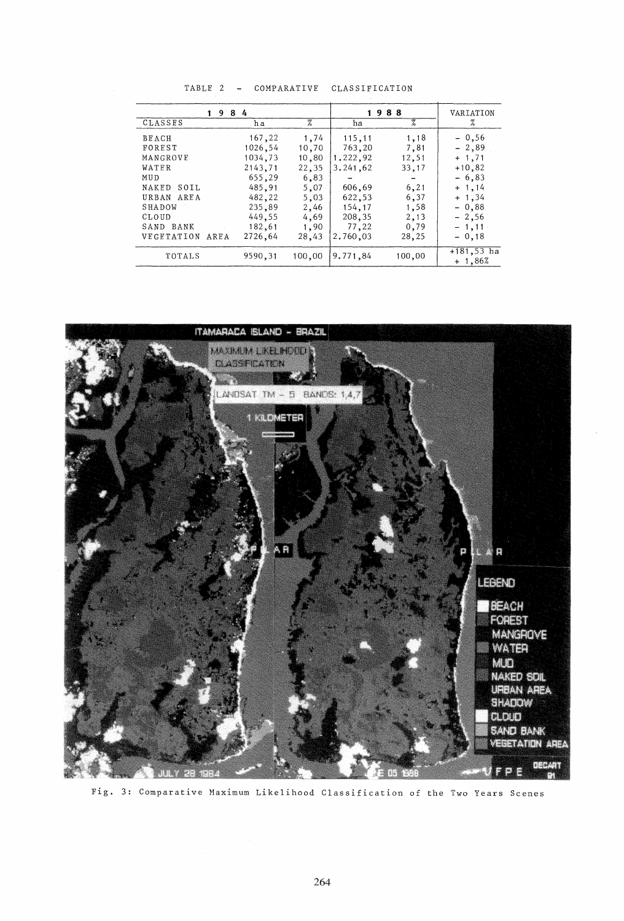TABLE 2 - COMPARATIVE CLASSIFICATION

| 1 9 8 4 | | | 1 9 8 8 | | VARIATION |
|---|---|---|---|---|---|
| CLASSES | ha | % | ha | % | % |
| BEACH | 167,22 | 1,74 | 115,11 | 1,18 | - 0,56 |
| FOREST | 1026,54 | 10,70 | 763,20 | 7,81 | - 2,89 |
| MANGROVE | 1034,73 | 10,80 | 1.222,92 | 12,51 | + 1,71 |
| WATER | 2143,71 | 22,35 | 3.241,62 | 33,17 | +10,82 |
| MUD | 655,29 | 6,83 | - | - | - 6,83 |
| NAKED SOIL | 485,91 | 5,07 | 606,69 | 6,21 | + 1,14 |
| URBAN AREA | 482,22 | 5,03 | 622,53 | 6,37 | + 1,34 |
| SHADOW | 235,89 | 2,46 | 154,17 | 1,58 | - 0,88 |
| CLOUD | 449,55 | 4,69 | 208,35 | 2,13 | - 2,56 |
| SAND BANK | 182,61 | 1,90 | 77,22 | 0,79 | - 1,11 |
| VEGETATION AREA | 2726,64 | 28,43 | 2.760,03 | 28,25 | - 0,18 |
| TOTALS | 9590,31 | 100,00 | 9.771,84 | 100,00 | +181,53 ha + 1,86% |

Fig. 3: Comparative Maximum Likelihood Classification of the Two Years Scenes